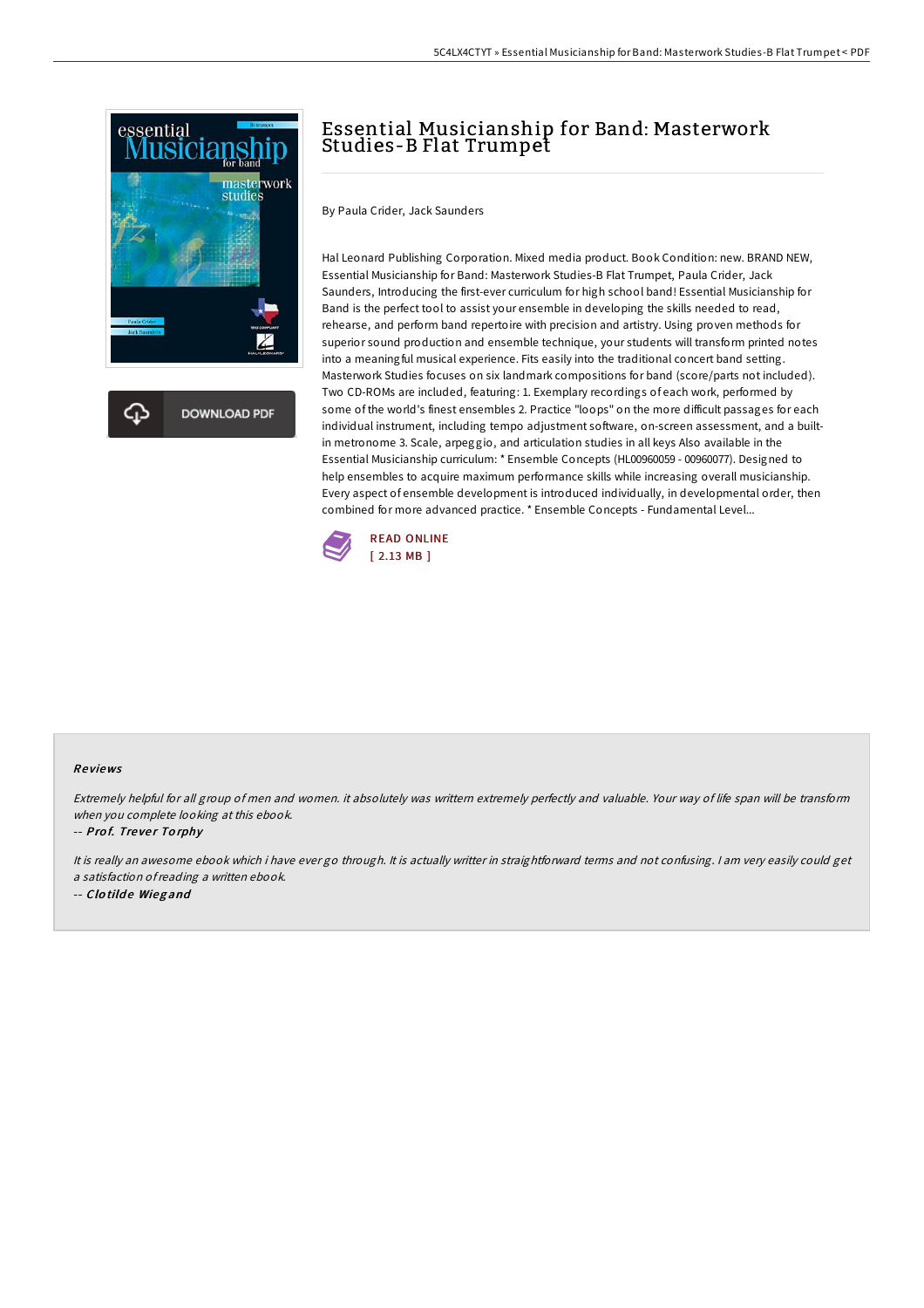# Essential Musicianship for Band: Masterwork Studies-B Flat Trumpet

By Paula Crider, Jack Saunders

Hal Leonard Publishing Corporation. Mixed media product. Book Condition: new. BRAND NEW, Essential Musicianship for Band: Masterwork Studies-B Flat Trumpet, Paula Crider, Jack Saunders, Introducing the first-ever curriculum for high school band! Essential Musicianship for Band is the perfect tool to assist your ensemble in developing the skills needed to read, rehearse, and perform band repertoire with precision and artistry. Using proven methods for superior sound production and ensemble technique, your students will transform printed notes into a meaningful musical experience. Fits easily into the traditional concert band setting. Masterwork Studies focuses on six landmark compositions for band (score/parts not included). Two CD-ROMs are included, featuring: 1. Exemplary recordings of each work, performed by some of the world's finest ensembles 2. Practice "loops" on the more difficult passages for each individual instrument, including tempo adjustment software, on-screen assessment, and a built-in metronome 3. Scale, arpeggio, and articulation studies in all keys Also available in the Essential Musicianship curriculum: * Ensemble Concepts (HL00960059 - 00960077). Designed to help ensembles to acquire maximum performance skills while increasing overall musicianship. Every aspect of ensemble development is introduced individually, in developmental order, then combined for more advanced practice. * Ensemble Concepts - Fundamental Level...

DOWNLOAD PDF

READ ONLINE
[ 2.13 MB ]

## Reviews

*Extremely helpful for all group of men and women. it absolutely was writtern extremely perfectly and valuable. Your way of life span will be transform when you complete looking at this ebook.*

-- ***Prof. Trever Torphy***

*It is really an awesome ebook which i have ever go through. It is actually writter in straightforward terms and not confusing. I am very easily could get a satisfaction of reading a written ebook.*

-- ***Clotilde Wiegand***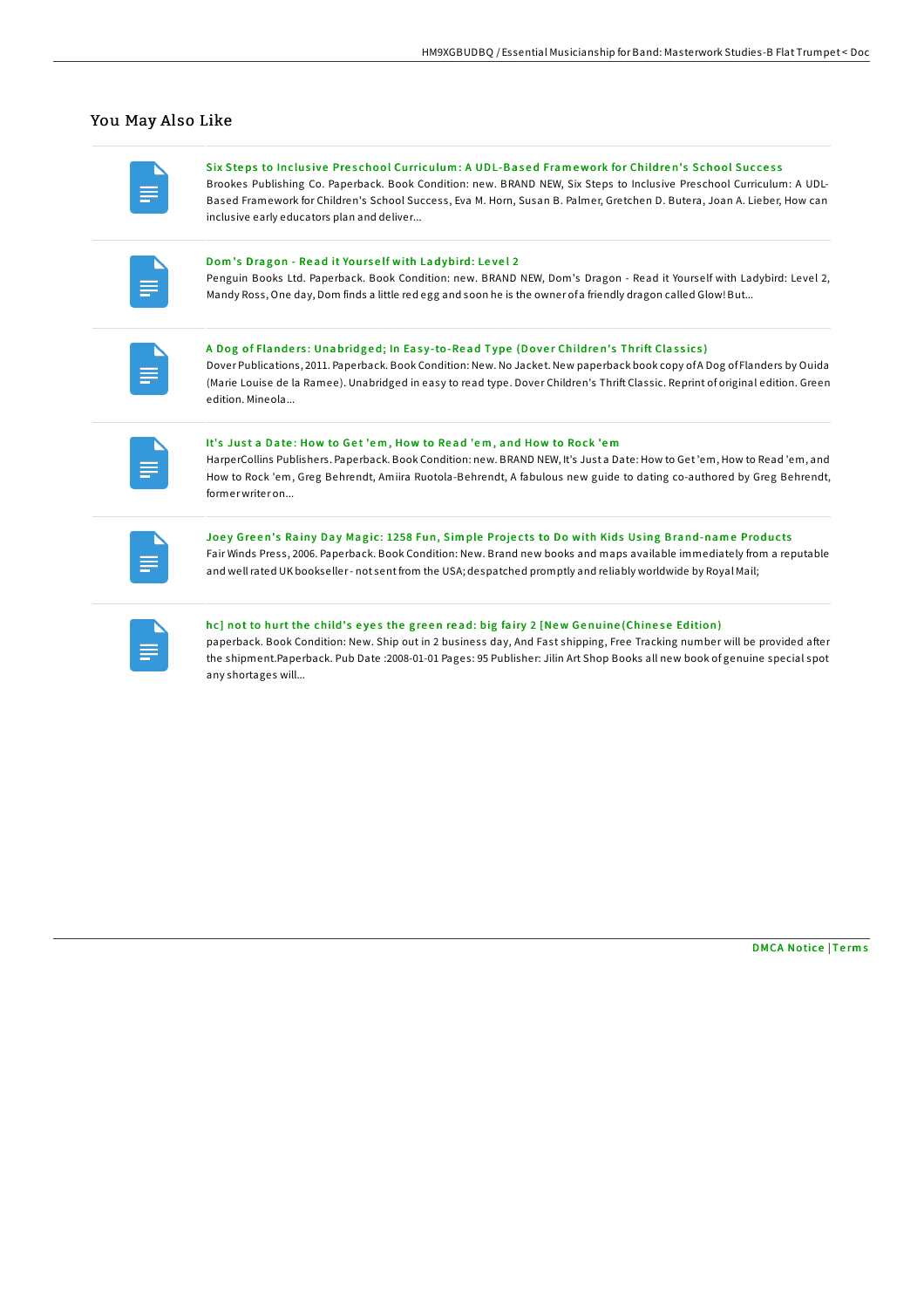## You May Also Like

**Six Steps to Inclusive Preschool Curriculum: A UDL-Based Framework for Children's School Success**

Brookes Publishing Co. Paperback. Book Condition: new. BRAND NEW, Six Steps to Inclusive Preschool Curriculum: A UDL-Based Framework for Children's School Success, Eva M. Horn, Susan B. Palmer, Gretchen D. Butera, Joan A. Lieber, How can inclusive early educators plan and deliver...

**Dom's Dragon - Read it Yourself with Ladybird: Level 2**

Penguin Books Ltd. Paperback. Book Condition: new. BRAND NEW, Dom's Dragon - Read it Yourself with Ladybird: Level 2, Mandy Ross, One day, Dom finds a little red egg and soon he is the owner of a friendly dragon called Glow! But...

**A Dog of Flanders: Unabridged; In Easy-to-Read Type (Dover Children's Thrift Classics)**

Dover Publications, 2011. Paperback. Book Condition: New. No Jacket. New paperback book copy of A Dog of Flanders by Ouida (Marie Louise de la Ramee). Unabridged in easy to read type. Dover Children's Thrift Classic. Reprint of original edition. Green edition. Mineola...

**It's Just a Date: How to Get 'em, How to Read 'em, and How to Rock 'em**

HarperCollins Publishers. Paperback. Book Condition: new. BRAND NEW, It's Just a Date: How to Get 'em, How to Read 'em, and How to Rock 'em, Greg Behrendt, Amiira Ruotola-Behrendt, A fabulous new guide to dating co-authored by Greg Behrendt, former writer on...

**Joey Green's Rainy Day Magic: 1258 Fun, Simple Projects to Do with Kids Using Brand-name Products**

Fair Winds Press, 2006. Paperback. Book Condition: New. Brand new books and maps available immediately from a reputable and well rated UK bookseller - not sent from the USA; despatched promptly and reliably worldwide by Royal Mail;

**hc] not to hurt the child's eyes the green read: big fairy 2 [New Genuine(Chinese Edition)**

paperback. Book Condition: New. Ship out in 2 business day, And Fast shipping, Free Tracking number will be provided after the shipment.Paperback. Pub Date :2008-01-01 Pages: 95 Publisher: Jilin Art Shop Books all new book of genuine special spot any shortages will...